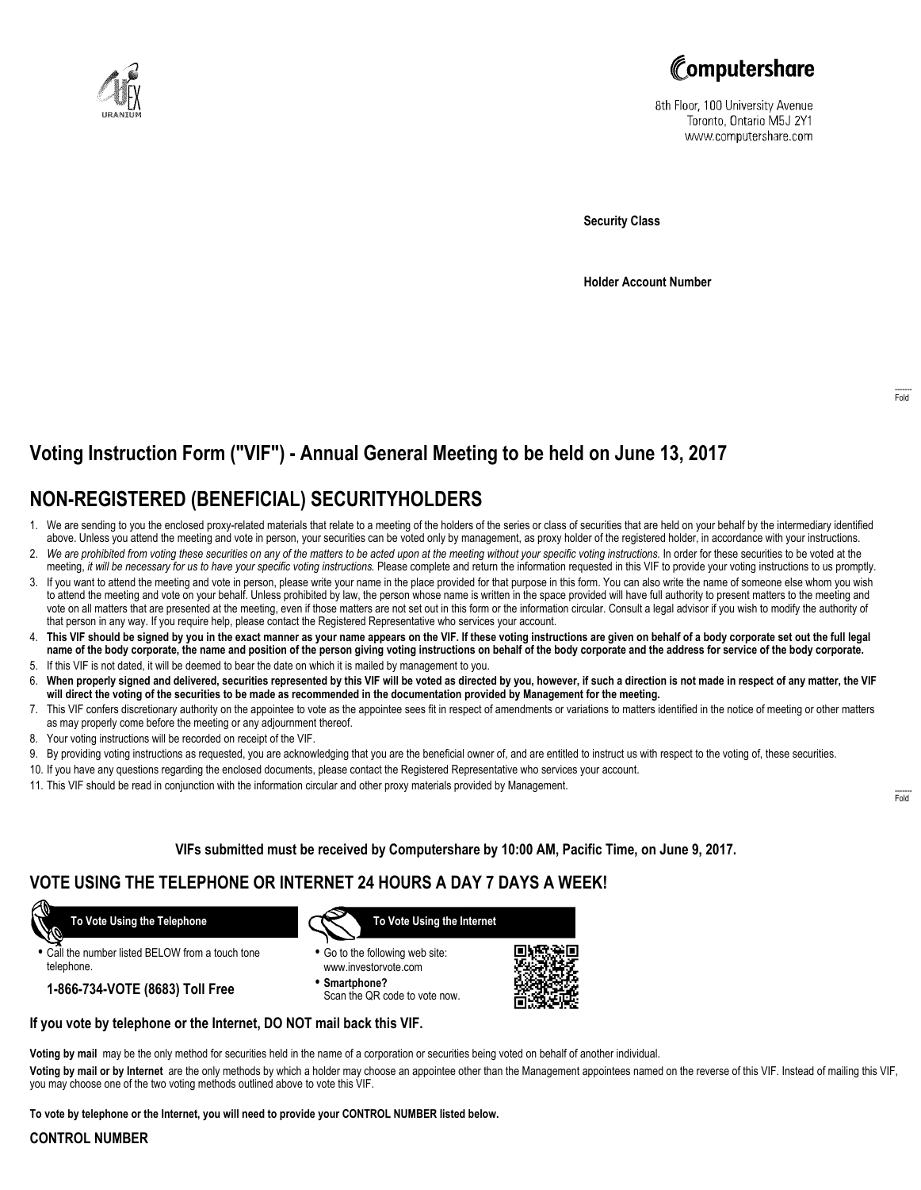Computershare

8th Floor, 100 University Avenue
Toronto, Ontario M5J 2Y1
www.computershare.com

**Security Class**

**Holder Account Number**

Fold

# Voting Instruction Form ("VIF") - Annual General Meeting to be held on June 13, 2017

## NON-REGISTERED (BENEFICIAL) SECURITYHOLDERS

1. We are sending to you the enclosed proxy-related materials that relate to a meeting of the holders of the series or class of securities that are held on your behalf by the intermediary identified above. Unless you attend the meeting and vote in person, your securities can be voted only by management, as proxy holder of the registered holder, in accordance with your instructions.
2. *We are prohibited from voting these securities on any of the matters to be acted upon at the meeting without your specific voting instructions.* In order for these securities to be voted at the meeting, *it will be necessary for us to have your specific voting instructions.* Please complete and return the information requested in this VIF to provide your voting instructions to us promptly.
3. If you want to attend the meeting and vote in person, please write your name in the place provided for that purpose in this form. You can also write the name of someone else whom you wish to attend the meeting and vote on your behalf. Unless prohibited by law, the person whose name is written in the space provided will have full authority to present matters to the meeting and vote on all matters that are presented at the meeting, even if those matters are not set out in this form or the information circular. Consult a legal advisor if you wish to modify the authority of that person in any way. If you require help, please contact the Registered Representative who services your account.
4. **This VIF should be signed by you in the exact manner as your name appears on the VIF. If these voting instructions are given on behalf of a body corporate set out the full legal name of the body corporate, the name and position of the person giving voting instructions on behalf of the body corporate and the address for service of the body corporate.**
5. If this VIF is not dated, it will be deemed to bear the date on which it is mailed by management to you.
6. **When properly signed and delivered, securities represented by this VIF will be voted as directed by you, however, if such a direction is not made in respect of any matter, the VIF will direct the voting of the securities to be made as recommended in the documentation provided by Management for the meeting.**
7. This VIF confers discretionary authority on the appointee to vote as the appointee sees fit in respect of amendments or variations to matters identified in the notice of meeting or other matters as may properly come before the meeting or any adjournment thereof.
8. Your voting instructions will be recorded on receipt of the VIF.
9. By providing voting instructions as requested, you are acknowledging that you are the beneficial owner of, and are entitled to instruct us with respect to the voting of, these securities.
10. If you have any questions regarding the enclosed documents, please contact the Registered Representative who services your account.
11. This VIF should be read in conjunction with the information circular and other proxy materials provided by Management.

Fold

**VIFs submitted must be received by Computershare by 10:00 AM, Pacific Time, on June 9, 2017.**

## VOTE USING THE TELEPHONE OR INTERNET 24 HOURS A DAY 7 DAYS A WEEK!

**To Vote Using the Telephone**

- Call the number listed BELOW from a touch tone telephone.

**1-866-734-VOTE (8683) Toll Free**

**To Vote Using the Internet**

- Go to the following web site: www.investorvote.com
- **Smartphone?** Scan the QR code to vote now.

**If you vote by telephone or the Internet, DO NOT mail back this VIF.**

**Voting by mail** may be the only method for securities held in the name of a corporation or securities being voted on behalf of another individual.

**Voting by mail or by Internet** are the only methods by which a holder may choose an appointee other than the Management appointees named on the reverse of this VIF. Instead of mailing this VIF, you may choose one of the two voting methods outlined above to vote this VIF.

**To vote by telephone or the Internet, you will need to provide your CONTROL NUMBER listed below.**

**CONTROL NUMBER**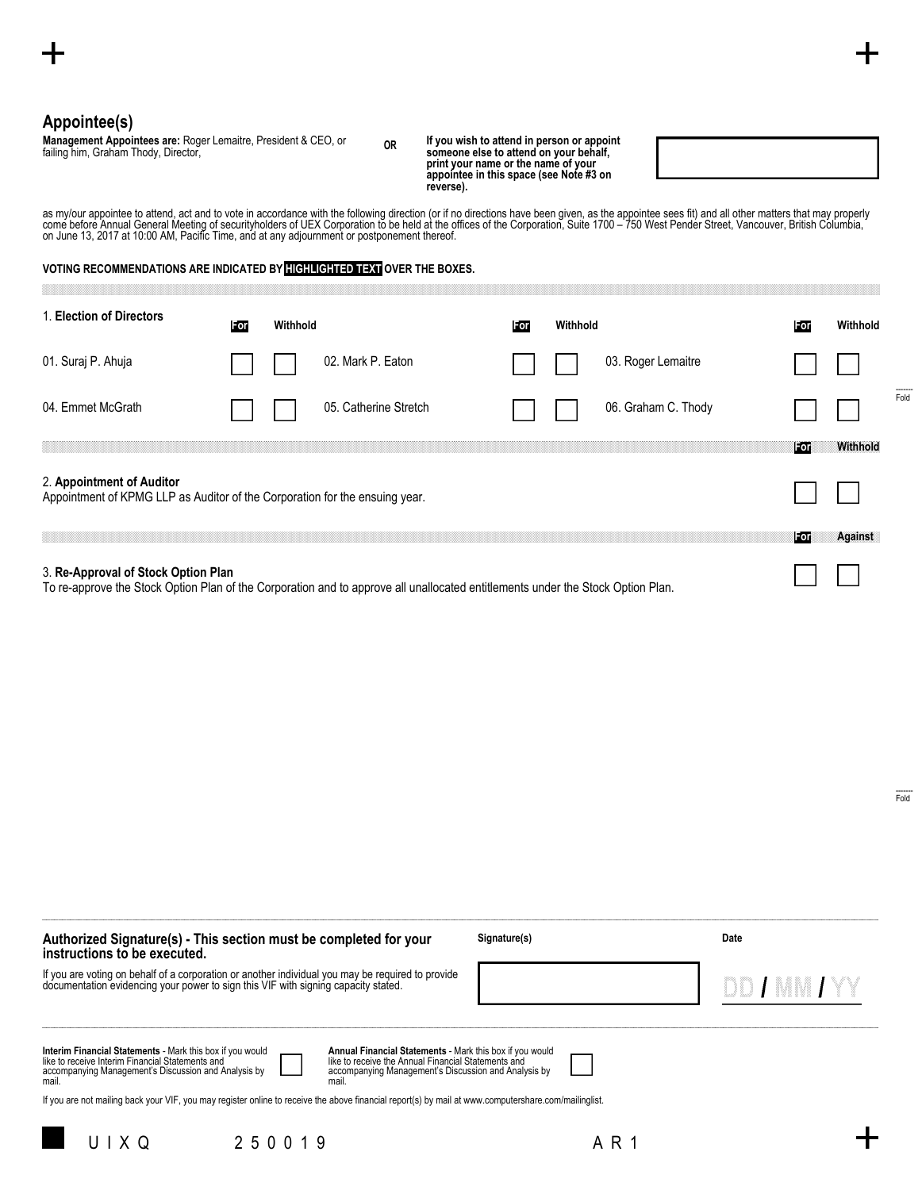## Appointee(s)

**Management Appointees are:** Roger Lemaitre, President & CEO, or failing him, Graham Thody, Director,

**OR**

**If you wish to attend in person or appoint someone else to attend on your behalf, print your name or the name of your appointee in this space (see Note #3 on reverse).**

as my/our appointee to attend, act and to vote in accordance with the following direction (or if no directions have been given, as the appointee sees fit) and all other matters that may properly come before Annual General Meeting of securityholders of UEX Corporation to be held at the offices of the Corporation, Suite 1700 – 750 West Pender Street, Vancouver, British Columbia, on June 13, 2017 at 10:00 AM, Pacific Time, and at any adjournment or postponement thereof.

**VOTING RECOMMENDATIONS ARE INDICATED BY HIGHLIGHTED TEXT OVER THE BOXES.**

### 1. Election of Directors

| | For | Withhold | | For | Withhold | | For | Withhold |
|---|---|---|---|---|---|---|---|---|
| 01. Suraj P. Ahuja | ☐ | ☐ | 02. Mark P. Eaton | ☐ | ☐ | 03. Roger Lemaitre | ☐ | ☐ |
| 04. Emmet McGrath | ☐ | ☐ | 05. Catherine Stretch | ☐ | ☐ | 06. Graham C. Thody | ☐ | ☐ |

| | For | Withhold |
|---|---|---|
| **2. Appointment of Auditor**<br>Appointment of KPMG LLP as Auditor of the Corporation for the ensuing year. | ☐ | ☐ |

| | For | Against |
|---|---|---|
| **3. Re-Approval of Stock Option Plan**<br>To re-approve the Stock Option Plan of the Corporation and to approve all unallocated entitlements under the Stock Option Plan. | ☐ | ☐ |

Fold

Fold

**Authorized Signature(s) - This section must be completed for your instructions to be executed.**

If you are voting on behalf of a corporation or another individual you may be required to provide documentation evidencing your power to sign this VIF with signing capacity stated.

Signature(s)

Date

DD / MM / YY

**Interim Financial Statements** - Mark this box if you would like to receive Interim Financial Statements and accompanying Management's Discussion and Analysis by mail. ☐

**Annual Financial Statements** - Mark this box if you would like to receive the Annual Financial Statements and accompanying Management's Discussion and Analysis by mail. ☐

If you are not mailing back your VIF, you may register online to receive the above financial report(s) by mail at www.computershare.com/mailinglist.

U I X Q 2 5 0 0 1 9 A R 1